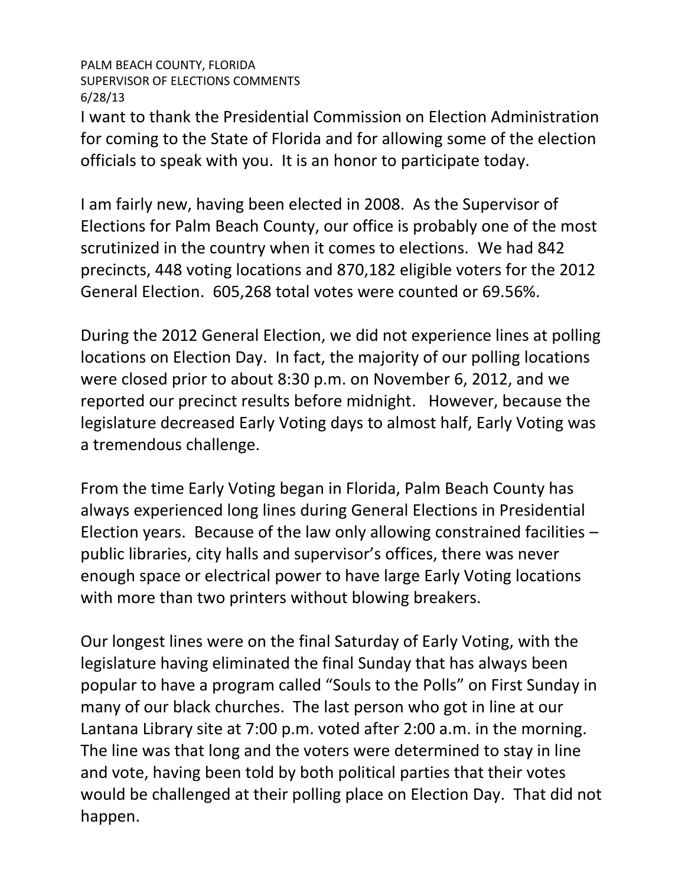PALM BEACH COUNTY, FLORIDA
SUPERVISOR OF ELECTIONS COMMENTS
6/28/13

I want to thank the Presidential Commission on Election Administration for coming to the State of Florida and for allowing some of the election officials to speak with you. It is an honor to participate today.

I am fairly new, having been elected in 2008. As the Supervisor of Elections for Palm Beach County, our office is probably one of the most scrutinized in the country when it comes to elections. We had 842 precincts, 448 voting locations and 870,182 eligible voters for the 2012 General Election. 605,268 total votes were counted or 69.56%.

During the 2012 General Election, we did not experience lines at polling locations on Election Day. In fact, the majority of our polling locations were closed prior to about 8:30 p.m. on November 6, 2012, and we reported our precinct results before midnight. However, because the legislature decreased Early Voting days to almost half, Early Voting was a tremendous challenge.

From the time Early Voting began in Florida, Palm Beach County has always experienced long lines during General Elections in Presidential Election years. Because of the law only allowing constrained facilities – public libraries, city halls and supervisor's offices, there was never enough space or electrical power to have large Early Voting locations with more than two printers without blowing breakers.

Our longest lines were on the final Saturday of Early Voting, with the legislature having eliminated the final Sunday that has always been popular to have a program called "Souls to the Polls" on First Sunday in many of our black churches. The last person who got in line at our Lantana Library site at 7:00 p.m. voted after 2:00 a.m. in the morning. The line was that long and the voters were determined to stay in line and vote, having been told by both political parties that their votes would be challenged at their polling place on Election Day. That did not happen.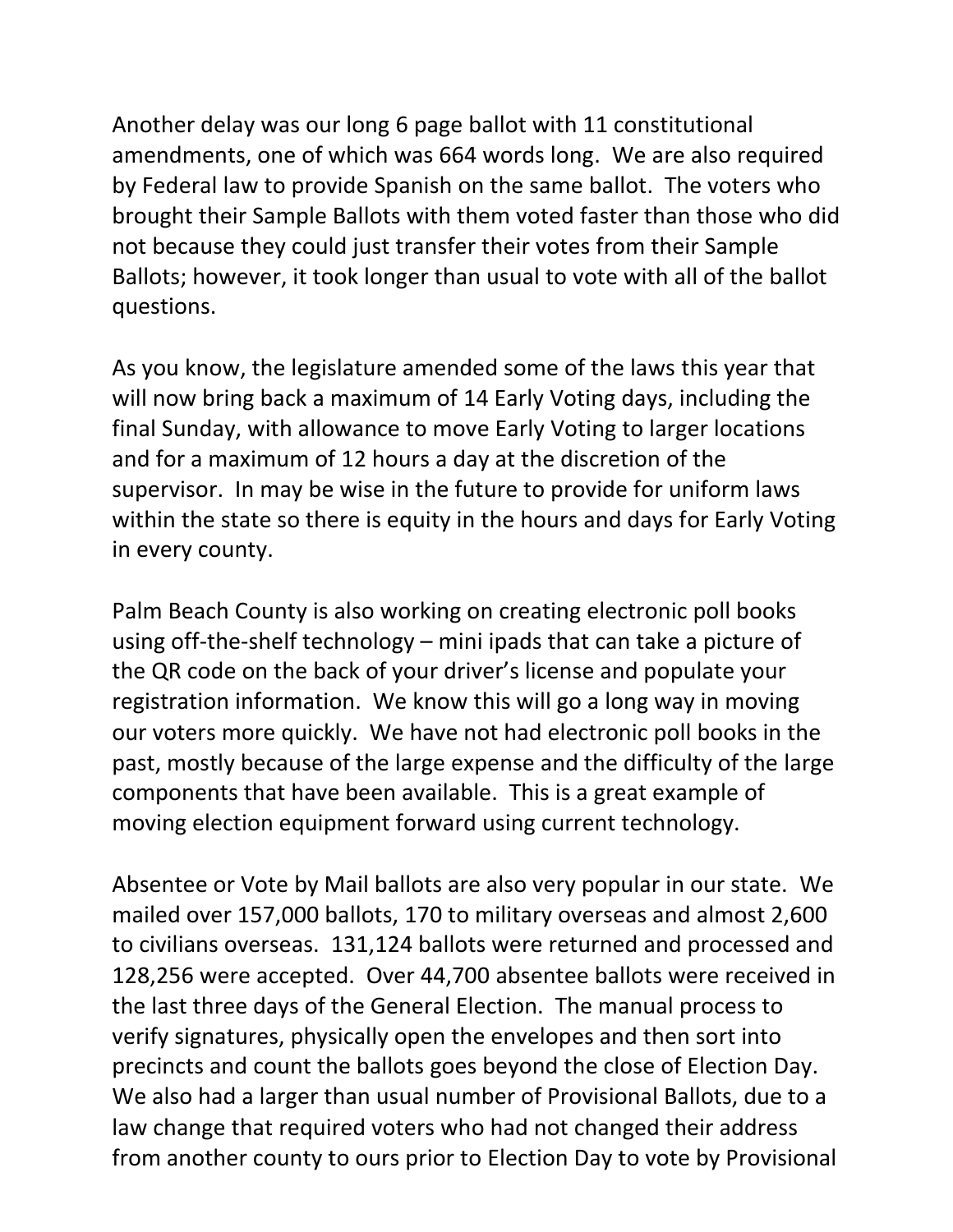Another delay was our long 6 page ballot with 11 constitutional amendments, one of which was 664 words long. We are also required by Federal law to provide Spanish on the same ballot. The voters who brought their Sample Ballots with them voted faster than those who did not because they could just transfer their votes from their Sample Ballots; however, it took longer than usual to vote with all of the ballot questions.

As you know, the legislature amended some of the laws this year that will now bring back a maximum of 14 Early Voting days, including the final Sunday, with allowance to move Early Voting to larger locations and for a maximum of 12 hours a day at the discretion of the supervisor. In may be wise in the future to provide for uniform laws within the state so there is equity in the hours and days for Early Voting in every county.

Palm Beach County is also working on creating electronic poll books using off-the-shelf technology – mini ipads that can take a picture of the QR code on the back of your driver's license and populate your registration information. We know this will go a long way in moving our voters more quickly. We have not had electronic poll books in the past, mostly because of the large expense and the difficulty of the large components that have been available. This is a great example of moving election equipment forward using current technology.

Absentee or Vote by Mail ballots are also very popular in our state. We mailed over 157,000 ballots, 170 to military overseas and almost 2,600 to civilians overseas. 131,124 ballots were returned and processed and 128,256 were accepted. Over 44,700 absentee ballots were received in the last three days of the General Election. The manual process to verify signatures, physically open the envelopes and then sort into precincts and count the ballots goes beyond the close of Election Day. We also had a larger than usual number of Provisional Ballots, due to a law change that required voters who had not changed their address from another county to ours prior to Election Day to vote by Provisional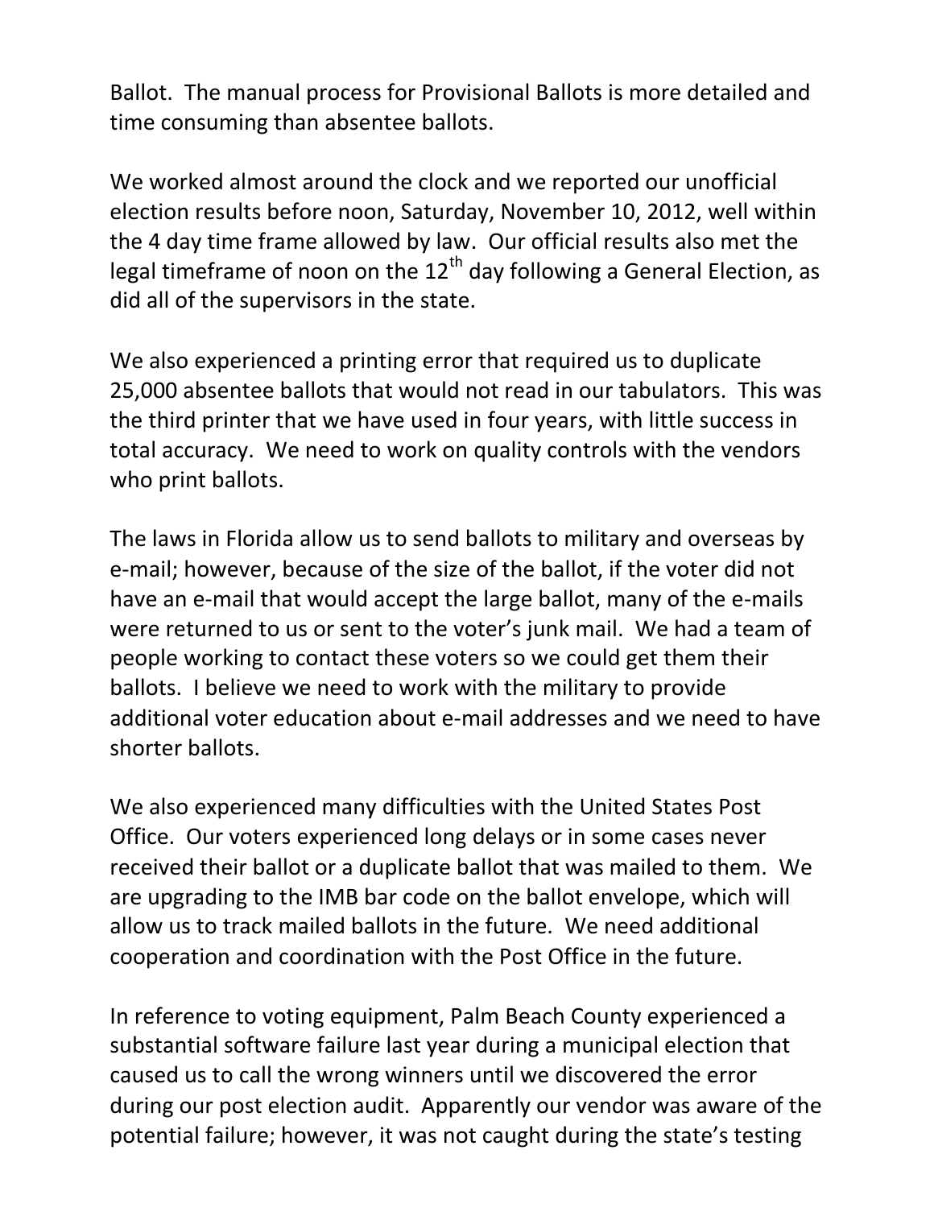Ballot. The manual process for Provisional Ballots is more detailed and time consuming than absentee ballots.

We worked almost around the clock and we reported our unofficial election results before noon, Saturday, November 10, 2012, well within the 4 day time frame allowed by law. Our official results also met the legal timeframe of noon on the 12th day following a General Election, as did all of the supervisors in the state.

We also experienced a printing error that required us to duplicate 25,000 absentee ballots that would not read in our tabulators. This was the third printer that we have used in four years, with little success in total accuracy. We need to work on quality controls with the vendors who print ballots.

The laws in Florida allow us to send ballots to military and overseas by e-mail; however, because of the size of the ballot, if the voter did not have an e-mail that would accept the large ballot, many of the e-mails were returned to us or sent to the voter's junk mail. We had a team of people working to contact these voters so we could get them their ballots. I believe we need to work with the military to provide additional voter education about e-mail addresses and we need to have shorter ballots.

We also experienced many difficulties with the United States Post Office. Our voters experienced long delays or in some cases never received their ballot or a duplicate ballot that was mailed to them. We are upgrading to the IMB bar code on the ballot envelope, which will allow us to track mailed ballots in the future. We need additional cooperation and coordination with the Post Office in the future.

In reference to voting equipment, Palm Beach County experienced a substantial software failure last year during a municipal election that caused us to call the wrong winners until we discovered the error during our post election audit. Apparently our vendor was aware of the potential failure; however, it was not caught during the state's testing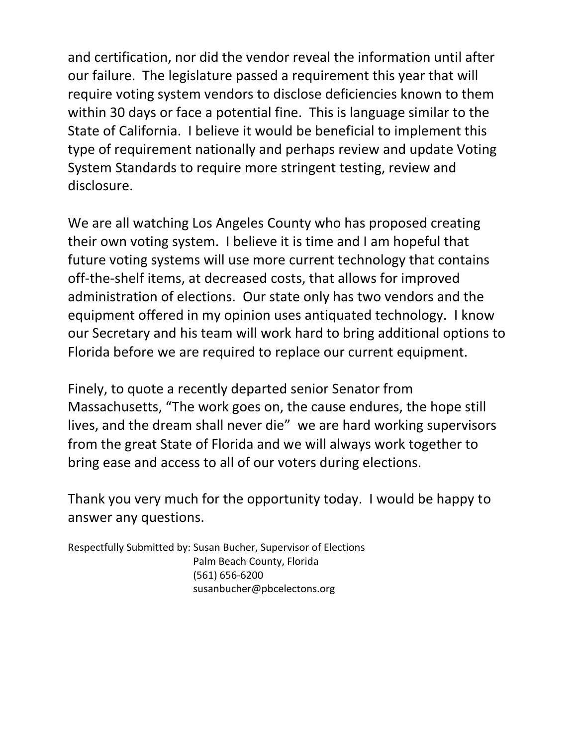and certification, nor did the vendor reveal the information until after our failure. The legislature passed a requirement this year that will require voting system vendors to disclose deficiencies known to them within 30 days or face a potential fine. This is language similar to the State of California. I believe it would be beneficial to implement this type of requirement nationally and perhaps review and update Voting System Standards to require more stringent testing, review and disclosure.

We are all watching Los Angeles County who has proposed creating their own voting system. I believe it is time and I am hopeful that future voting systems will use more current technology that contains off-the-shelf items, at decreased costs, that allows for improved administration of elections. Our state only has two vendors and the equipment offered in my opinion uses antiquated technology. I know our Secretary and his team will work hard to bring additional options to Florida before we are required to replace our current equipment.

Finely, to quote a recently departed senior Senator from Massachusetts, "The work goes on, the cause endures, the hope still lives, and the dream shall never die" we are hard working supervisors from the great State of Florida and we will always work together to bring ease and access to all of our voters during elections.

Thank you very much for the opportunity today. I would be happy to answer any questions.

Respectfully Submitted by: Susan Bucher, Supervisor of Elections
Palm Beach County, Florida
(561) 656-6200
susanbucher@pbcelectons.org